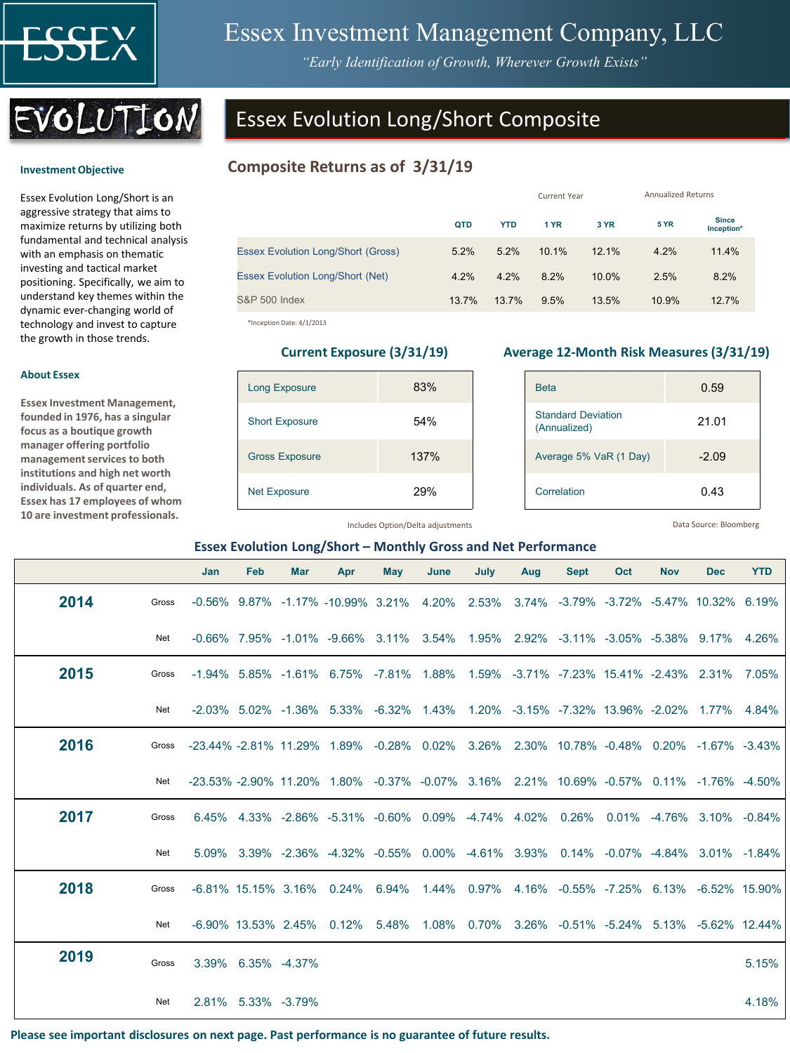# Essex Investment Management Company, LLC

*"Early Identification of Growth, Wherever Growth Exists"*

EVOLUTION

## Essex Evolution Long/Short Composite

### Investment Objective

Essex Evolution Long/Short is an aggressive strategy that aims to maximize returns by utilizing both fundamental and technical analysis with an emphasis on thematic investing and tactical market positioning. Specifically, we aim to understand key themes within the dynamic ever-changing world of technology and invest to capture the growth in those trends.

### About Essex

**Essex Investment Management, founded in 1976, has a singular focus as a boutique growth manager offering portfolio management services to both institutions and high net worth individuals. As of quarter end, Essex has 17 employees of whom 10 are investment professionals.**

### Composite Returns as of 3/31/19

| | Current Year | | Annualized Returns | | | |
|---|---|---|---|---|---|---|
| | QTD | YTD | 1 YR | 3 YR | 5 YR | Since Inception* |
| Essex Evolution Long/Short (Gross) | 5.2% | 5.2% | 10.1% | 12.1% | 4.2% | 11.4% |
| Essex Evolution Long/Short (Net) | 4.2% | 4.2% | 8.2% | 10.0% | 2.5% | 8.2% |
| S&P 500 Index | 13.7% | 13.7% | 9.5% | 13.5% | 10.9% | 12.7% |

*Inception Date: 4/1/2013

### Current Exposure (3/31/19)

| | |
|---|---|
| Long Exposure | 83% |
| Short Exposure | 54% |
| Gross Exposure | 137% |
| Net Exposure | 29% |

Includes Option/Delta adjustments

### Average 12-Month Risk Measures (3/31/19)

| | |
|---|---|
| Beta | 0.59 |
| Standard Deviation (Annualized) | 21.01 |
| Average 5% VaR (1 Day) | -2.09 |
| Correlation | 0.43 |

Data Source: Bloomberg

### Essex Evolution Long/Short – Monthly Gross and Net Performance

| | | Jan | Feb | Mar | Apr | May | June | July | Aug | Sept | Oct | Nov | Dec | YTD |
|---|---|---|---|---|---|---|---|---|---|---|---|---|---|---|
| **2014** | Gross | -0.56% | 9.87% | -1.17% | -10.99% | 3.21% | 4.20% | 2.53% | 3.74% | -3.79% | -3.72% | -5.47% | 10.32% | 6.19% |
| | Net | -0.66% | 7.95% | -1.01% | -9.66% | 3.11% | 3.54% | 1.95% | 2.92% | -3.11% | -3.05% | -5.38% | 9.17% | 4.26% |
| **2015** | Gross | -1.94% | 5.85% | -1.61% | 6.75% | -7.81% | 1.88% | 1.59% | -3.71% | -7.23% | 15.41% | -2.43% | 2.31% | 7.05% |
| | Net | -2.03% | 5.02% | -1.36% | 5.33% | -6.32% | 1.43% | 1.20% | -3.15% | -7.32% | 13.96% | -2.02% | 1.77% | 4.84% |
| **2016** | Gross | -23.44% | -2.81% | 11.29% | 1.89% | -0.28% | 0.02% | 3.26% | 2.30% | 10.78% | -0.48% | 0.20% | -1.67% | -3.43% |
| | Net | -23.53% | -2.90% | 11.20% | 1.80% | -0.37% | -0.07% | 3.16% | 2.21% | 10.69% | -0.57% | 0.11% | -1.76% | -4.50% |
| **2017** | Gross | 6.45% | 4.33% | -2.86% | -5.31% | -0.60% | 0.09% | -4.74% | 4.02% | 0.26% | 0.01% | -4.76% | 3.10% | -0.84% |
| | Net | 5.09% | 3.39% | -2.36% | -4.32% | -0.55% | 0.00% | -4.61% | 3.93% | 0.14% | -0.07% | -4.84% | 3.01% | -1.84% |
| **2018** | Gross | -6.81% | 15.15% | 3.16% | 0.24% | 6.94% | 1.44% | 0.97% | 4.16% | -0.55% | -7.25% | 6.13% | -6.52% | 15.90% |
| | Net | -6.90% | 13.53% | 2.45% | 0.12% | 5.48% | 1.08% | 0.70% | 3.26% | -0.51% | -5.24% | 5.13% | -5.62% | 12.44% |
| **2019** | Gross | 3.39% | 6.35% | -4.37% | | | | | | | | | | 5.15% |
| | Net | 2.81% | 5.33% | -3.79% | | | | | | | | | | 4.18% |

**Please see important disclosures on next page. Past performance is no guarantee of future results.**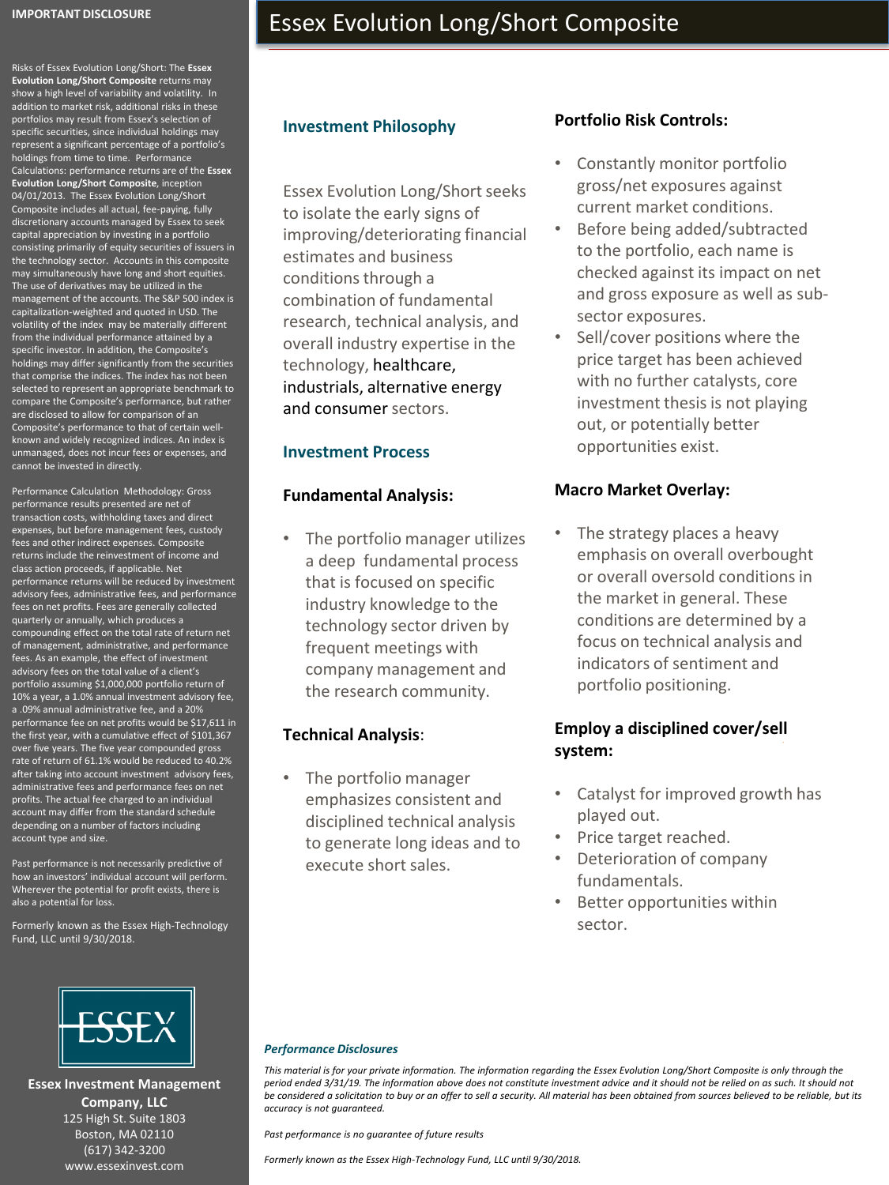# Essex Evolution Long/Short Composite

## Investment Philosophy

Essex Evolution Long/Short seeks to isolate the early signs of improving/deteriorating financial estimates and business conditions through a combination of fundamental research, technical analysis, and overall industry expertise in the technology, healthcare, industrials, alternative energy and consumer sectors.

## Investment Process

### Fundamental Analysis:

- The portfolio manager utilizes a deep fundamental process that is focused on specific industry knowledge to the technology sector driven by frequent meetings with company management and the research community.

### Technical Analysis:

- The portfolio manager emphasizes consistent and disciplined technical analysis to generate long ideas and to execute short sales.

### Portfolio Risk Controls:

- Constantly monitor portfolio gross/net exposures against current market conditions.
- Before being added/subtracted to the portfolio, each name is checked against its impact on net and gross exposure as well as sub-sector exposures.
- Sell/cover positions where the price target has been achieved with no further catalysts, core investment thesis is not playing out, or potentially better opportunities exist.

### Macro Market Overlay:

- The strategy places a heavy emphasis on overall overbought or overall oversold conditions in the market in general. These conditions are determined by a focus on technical analysis and indicators of sentiment and portfolio positioning.

### Employ a disciplined cover/sell system:

- Catalyst for improved growth has played out.
- Price target reached.
- Deterioration of company fundamentals.
- Better opportunities within sector.

## IMPORTANT DISCLOSURE

Risks of Essex Evolution Long/Short: The **Essex Evolution Long/Short Composite** returns may show a high level of variability and volatility. In addition to market risk, additional risks in these portfolios may result from Essex's selection of specific securities, since individual holdings may represent a significant percentage of a portfolio's holdings from time to time. Performance Calculations: performance returns are of the **Essex Evolution Long/Short Composite**, inception 04/01/2013. The Essex Evolution Long/Short Composite includes all actual, fee-paying, fully discretionary accounts managed by Essex to seek capital appreciation by investing in a portfolio consisting primarily of equity securities of issuers in the technology sector. Accounts in this composite may simultaneously have long and short equities. The use of derivatives may be utilized in the management of the accounts. The S&P 500 index is capitalization-weighted and quoted in USD. The volatility of the index may be materially different from the individual performance attained by a specific investor. In addition, the Composite's holdings may differ significantly from the securities that comprise the indices. The index has not been selected to represent an appropriate benchmark to compare the Composite's performance, but rather are disclosed to allow for comparison of an Composite's performance to that of certain well-known and widely recognized indices. An index is unmanaged, does not incur fees or expenses, and cannot be invested in directly.

Performance Calculation Methodology: Gross performance results presented are net of transaction costs, withholding taxes and direct expenses, but before management fees, custody fees and other indirect expenses. Composite returns include the reinvestment of income and class action proceeds, if applicable. Net performance returns will be reduced by investment advisory fees, administrative fees, and performance fees on net profits. Fees are generally collected quarterly or annually, which produces a compounding effect on the total rate of return net of management, administrative, and performance fees. As an example, the effect of investment advisory fees on the total value of a client's portfolio assuming $1,000,000 portfolio return of 10% a year, a 1.0% annual investment advisory fee, a .09% annual administrative fee, and a 20% performance fee on net profits would be $17,611 in the first year, with a cumulative effect of $101,367 over five years. The five year compounded gross rate of return of 61.1% would be reduced to 40.2% after taking into account investment advisory fees, administrative fees and performance fees on net profits. The actual fee charged to an individual account may differ from the standard schedule depending on a number of factors including account type and size.

Past performance is not necessarily predictive of how an investors' individual account will perform. Wherever the potential for profit exists, there is also a potential for loss.

Formerly known as the Essex High-Technology Fund, LLC until 9/30/2018.

ESSEX

**Essex Investment Management Company, LLC**
125 High St. Suite 1803
Boston, MA 02110
(617) 342-3200
www.essexinvest.com

***Performance Disclosures***

*This material is for your private information. The information regarding the Essex Evolution Long/Short Composite is only through the period ended 3/31/19. The information above does not constitute investment advice and it should not be relied on as such. It should not be considered a solicitation to buy or an offer to sell a security. All material has been obtained from sources believed to be reliable, but its accuracy is not guaranteed.*

*Past performance is no guarantee of future results*

*Formerly known as the Essex High-Technology Fund, LLC until 9/30/2018.*